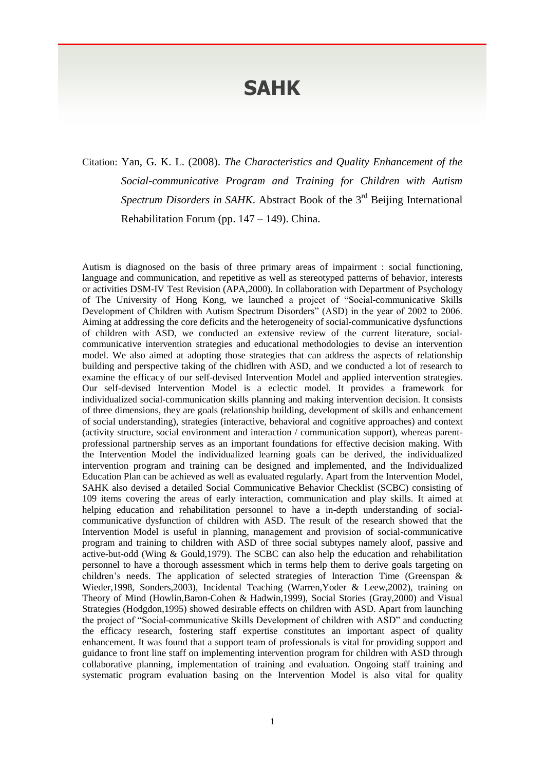# SAHK

Citation: Yan, G. K. L. (2008). *The Characteristics and Quality Enhancement of the Social-communicative Program and Training for Children with Autism Spectrum Disorders in SAHK*. Abstract Book of the 3rd Beijing International Rehabilitation Forum (pp. 147 – 149). China.

Autism is diagnosed on the basis of three primary areas of impairment : social functioning, language and communication, and repetitive as well as stereotyped patterns of behavior, interests or activities DSM-IV Test Revision (APA,2000). In collaboration with Department of Psychology of The University of Hong Kong, we launched a project of "Social-communicative Skills Development of Children with Autism Spectrum Disorders" (ASD) in the year of 2002 to 2006. Aiming at addressing the core deficits and the heterogeneity of social-communicative dysfunctions of children with ASD, we conducted an extensive review of the current literature, social-communicative intervention strategies and educational methodologies to devise an intervention model. We also aimed at adopting those strategies that can address the aspects of relationship building and perspective taking of the chidlren with ASD, and we conducted a lot of research to examine the efficacy of our self-devised Intervention Model and applied intervention strategies. Our self-devised Intervention Model is a eclectic model. It provides a framework for individualized social-communication skills planning and making intervention decision. It consists of three dimensions, they are goals (relationship building, development of skills and enhancement of social understanding), strategies (interactive, behavioral and cognitive approaches) and context (activity structure, social environment and interaction / communication support), whereas parent-professional partnership serves as an important foundations for effective decision making. With the Intervention Model the individualized learning goals can be derived, the individualized intervention program and training can be designed and implemented, and the Individualized Education Plan can be achieved as well as evaluated regularly. Apart from the Intervention Model, SAHK also devised a detailed Social Communicative Behavior Checklist (SCBC) consisting of 109 items covering the areas of early interaction, communication and play skills. It aimed at helping education and rehabilitation personnel to have a in-depth understanding of social-communicative dysfunction of children with ASD. The result of the research showed that the Intervention Model is useful in planning, management and provision of social-communicative program and training to children with ASD of three social subtypes namely aloof, passive and active-but-odd (Wing & Gould,1979). The SCBC can also help the education and rehabilitation personnel to have a thorough assessment which in terms help them to derive goals targeting on children's needs. The application of selected strategies of Interaction Time (Greenspan & Wieder,1998, Sonders,2003), Incidental Teaching (Warren,Yoder & Leew,2002), training on Theory of Mind (Howlin,Baron-Cohen & Hadwin,1999), Social Stories (Gray,2000) and Visual Strategies (Hodgdon,1995) showed desirable effects on children with ASD. Apart from launching the project of "Social-communicative Skills Development of children with ASD" and conducting the efficacy research, fostering staff expertise constitutes an important aspect of quality enhancement. It was found that a support team of professionals is vital for providing support and guidance to front line staff on implementing intervention program for children with ASD through collaborative planning, implementation of training and evaluation. Ongoing staff training and systematic program evaluation basing on the Intervention Model is also vital for quality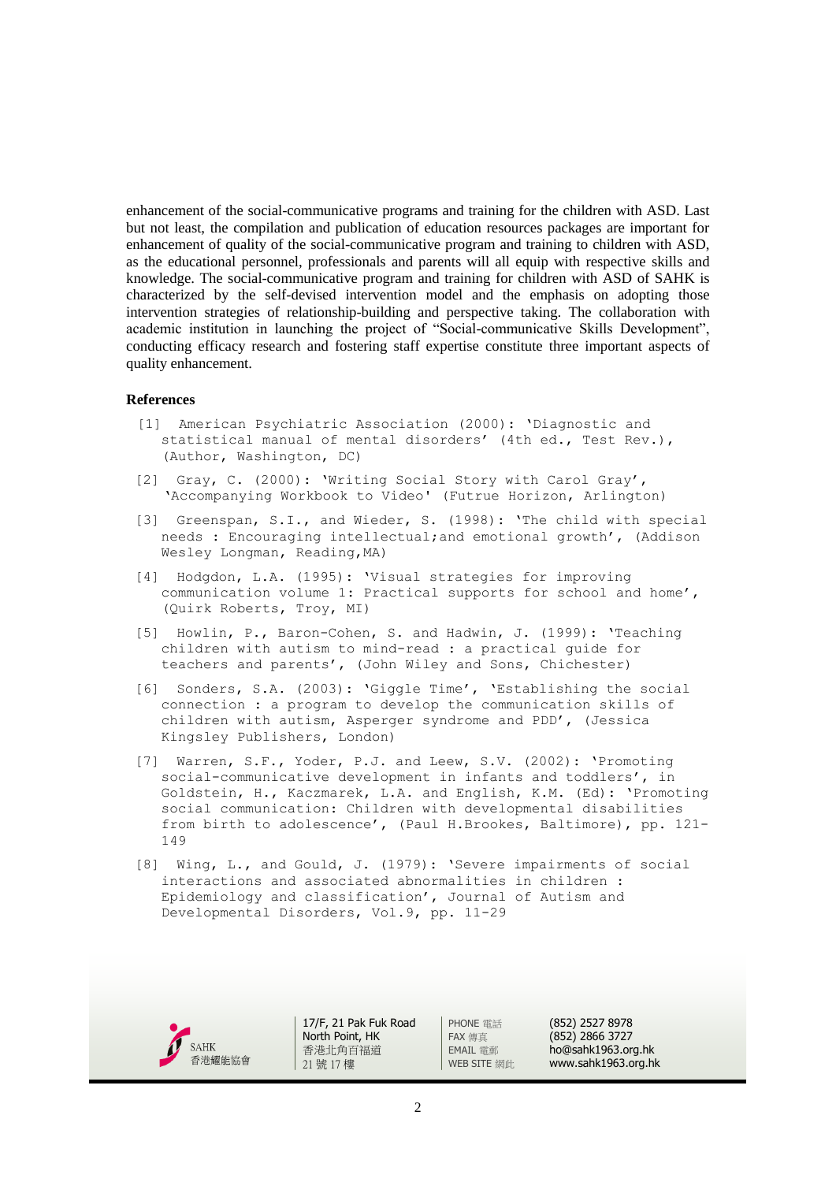enhancement of the social-communicative programs and training for the children with ASD. Last but not least, the compilation and publication of education resources packages are important for enhancement of quality of the social-communicative program and training to children with ASD, as the educational personnel, professionals and parents will all equip with respective skills and knowledge. The social-communicative program and training for children with ASD of SAHK is characterized by the self-devised intervention model and the emphasis on adopting those intervention strategies of relationship-building and perspective taking. The collaboration with academic institution in launching the project of "Social-communicative Skills Development", conducting efficacy research and fostering staff expertise constitute three important aspects of quality enhancement.

**References**

[1] American Psychiatric Association (2000): 'Diagnostic and statistical manual of mental disorders' (4th ed., Test Rev.), (Author, Washington, DC)

[2] Gray, C. (2000): 'Writing Social Story with Carol Gray', 'Accompanying Workbook to Video' (Futrue Horizon, Arlington)

[3] Greenspan, S.I., and Wieder, S. (1998): 'The child with special needs : Encouraging intellectual;and emotional growth', (Addison Wesley Longman, Reading,MA)

[4] Hodgdon, L.A. (1995): 'Visual strategies for improving communication volume 1: Practical supports for school and home', (Quirk Roberts, Troy, MI)

[5] Howlin, P., Baron-Cohen, S. and Hadwin, J. (1999): 'Teaching children with autism to mind-read : a practical guide for teachers and parents', (John Wiley and Sons, Chichester)

[6] Sonders, S.A. (2003): 'Giggle Time', 'Establishing the social connection : a program to develop the communication skills of children with autism, Asperger syndrome and PDD', (Jessica Kingsley Publishers, London)

[7] Warren, S.F., Yoder, P.J. and Leew, S.V. (2002): 'Promoting social-communicative development in infants and toddlers', in Goldstein, H., Kaczmarek, L.A. and English, K.M. (Ed): 'Promoting social communication: Children with developmental disabilities from birth to adolescence', (Paul H.Brookes, Baltimore), pp. 121-149

[8] Wing, L., and Gould, J. (1979): 'Severe impairments of social interactions and associated abnormalities in children : Epidemiology and classification', Journal of Autism and Developmental Disorders, Vol.9, pp. 11-29

SAHK 香港耀能協會

17/F, 21 Pak Fuk Road North Point, HK
香港北角百福道21號17樓

PHONE 電話 (852) 2527 8978
FAX 傳真 (852) 2866 3727
EMAIL 電郵 ho@sahk1963.org.hk
WEB SITE 網址 www.sahk1963.org.hk